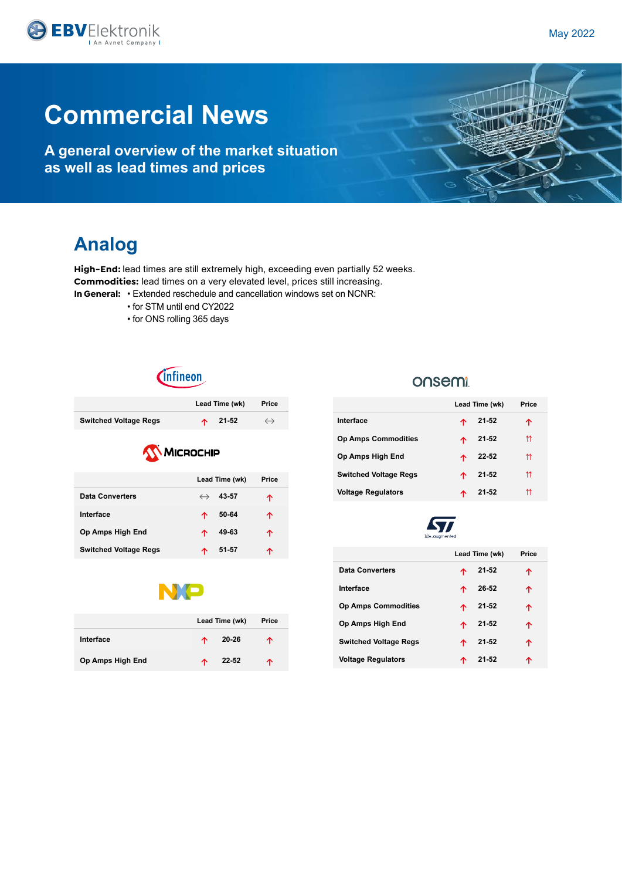May 2022

# Commercial News

## A general overview of the market situation as well as lead times and prices

## Analog

**High-End:** lead times are still extremely high, exceeding even partially 52 weeks.
**Commodities:** lead times on a very elevated level, prices still increasing.
**In General:**
- Extended reschedule and cancellation windows set on NCNR:
- for STM until end CY2022
- for ONS rolling 365 days

### Infineon

| | | Lead Time (wk) | Price |
|---|---|---|---|
| Switched Voltage Regs | ↑ | 21-52 | ↔ |

### Microchip

| | | Lead Time (wk) | Price |
|---|---|---|---|
| Data Converters | ↔ | 43-57 | ↑ |
| Interface | ↑ | 50-64 | ↑ |
| Op Amps High End | ↑ | 49-63 | ↑ |
| Switched Voltage Regs | ↑ | 51-57 | ↑ |

### NXP

| | | Lead Time (wk) | Price |
|---|---|---|---|
| Interface | ↑ | 20-26 | ↑ |
| Op Amps High End | ↑ | 22-52 | ↑ |

### onsemi

| | | Lead Time (wk) | Price |
|---|---|---|---|
| Interface | ↑ | 21-52 | ↑ |
| Op Amps Commodities | ↑ | 21-52 | ↑↑ |
| Op Amps High End | ↑ | 22-52 | ↑↑ |
| Switched Voltage Regs | ↑ | 21-52 | ↑↑ |
| Voltage Regulators | ↑ | 21-52 | ↑↑ |

### ST

| | | Lead Time (wk) | Price |
|---|---|---|---|
| Data Converters | ↑ | 21-52 | ↑ |
| Interface | ↑ | 26-52 | ↑ |
| Op Amps Commodities | ↑ | 21-52 | ↑ |
| Op Amps High End | ↑ | 21-52 | ↑ |
| Switched Voltage Regs | ↑ | 21-52 | ↑ |
| Voltage Regulators | ↑ | 21-52 | ↑ |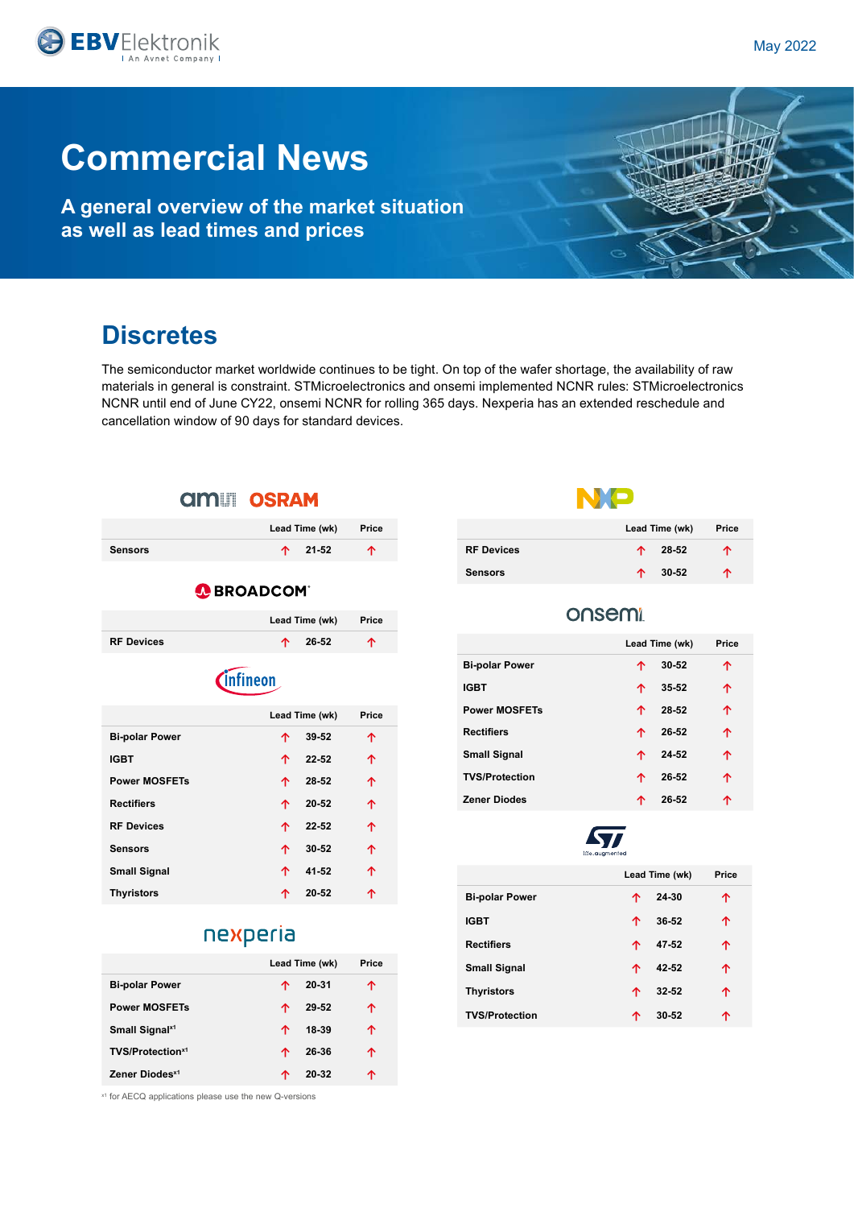# Commercial News

## A general overview of the market situation as well as lead times and prices

May 2022

## Discretes

The semiconductor market worldwide continues to be tight. On top of the wafer shortage, the availability of raw materials in general is constraint. STMicroelectronics and onsemi implemented NCNR rules: STMicroelectronics NCNR until end of June CY22, onsemi NCNR for rolling 365 days. Nexperia has an extended reschedule and cancellation window of 90 days for standard devices.

### ams OSRAM

| | Lead Time (wk) | | Price |
|---|---|---|---|
| Sensors | ↑ | 21-52 | ↑ |

### BROADCOM

| | Lead Time (wk) | | Price |
|---|---|---|---|
| RF Devices | ↑ | 26-52 | ↑ |

### Infineon

| | Lead Time (wk) | | Price |
|---|---|---|---|
| Bi-polar Power | ↑ | 39-52 | ↑ |
| IGBT | ↑ | 22-52 | ↑ |
| Power MOSFETs | ↑ | 28-52 | ↑ |
| Rectifiers | ↑ | 20-52 | ↑ |
| RF Devices | ↑ | 22-52 | ↑ |
| Sensors | ↑ | 30-52 | ↑ |
| Small Signal | ↑ | 41-52 | ↑ |
| Thyristors | ↑ | 20-52 | ↑ |

### nexperia

| | Lead Time (wk) | | Price |
|---|---|---|---|
| Bi-polar Power | ↑ | 20-31 | ↑ |
| Power MOSFETs | ↑ | 29-52 | ↑ |
| Small Signal[x1] | ↑ | 18-39 | ↑ |
| TVS/Protection[x1] | ↑ | 26-36 | ↑ |
| Zener Diodes[x1] | ↑ | 20-32 | ↑ |

[x1] for AECQ applications please use the new Q-versions

### NXP

| | Lead Time (wk) | | Price |
|---|---|---|---|
| RF Devices | ↑ | 28-52 | ↑ |
| Sensors | ↑ | 30-52 | ↑ |

### onsemi

| | Lead Time (wk) | | Price |
|---|---|---|---|
| Bi-polar Power | ↑ | 30-52 | ↑ |
| IGBT | ↑ | 35-52 | ↑ |
| Power MOSFETs | ↑ | 28-52 | ↑ |
| Rectifiers | ↑ | 26-52 | ↑ |
| Small Signal | ↑ | 24-52 | ↑ |
| TVS/Protection | ↑ | 26-52 | ↑ |
| Zener Diodes | ↑ | 26-52 | ↑ |

### ST

| | Lead Time (wk) | | Price |
|---|---|---|---|
| Bi-polar Power | ↑ | 24-30 | ↑ |
| IGBT | ↑ | 36-52 | ↑ |
| Rectifiers | ↑ | 47-52 | ↑ |
| Small Signal | ↑ | 42-52 | ↑ |
| Thyristors | ↑ | 32-52 | ↑ |
| TVS/Protection | ↑ | 30-52 | ↑ |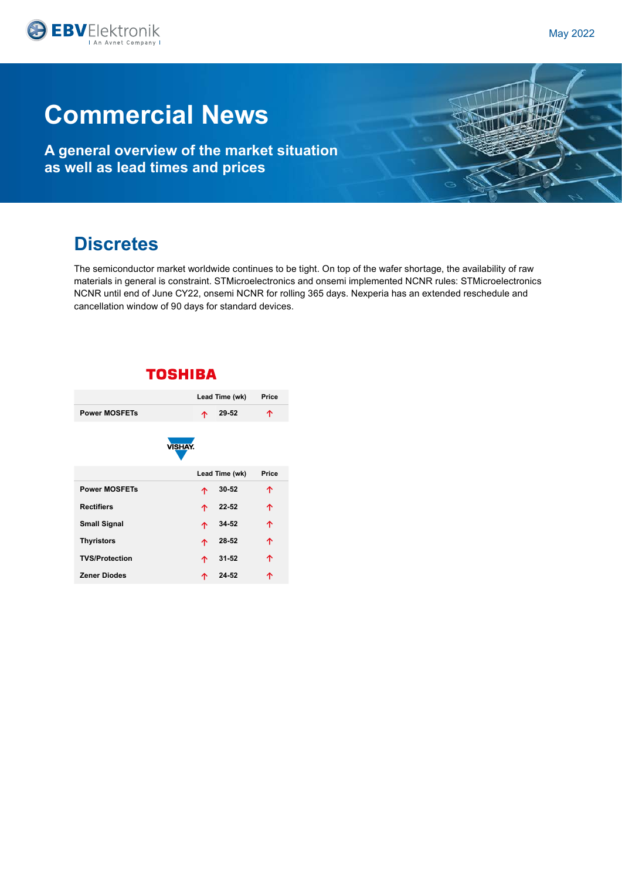# Commercial News

**A general overview of the market situation as well as lead times and prices**

## Discretes

The semiconductor market worldwide continues to be tight. On top of the wafer shortage, the availability of raw materials in general is constraint. STMicroelectronics and onsemi implemented NCNR rules: STMicroelectronics NCNR until end of June CY22, onsemi NCNR for rolling 365 days. Nexperia has an extended reschedule and cancellation window of 90 days for standard devices.

### TOSHIBA

| | | Lead Time (wk) | Price |
|---|---|---|---|
| **Power MOSFETs** | ↑ | 29-52 | ↑ |

### VISHAY

| | | Lead Time (wk) | Price |
|---|---|---|---|
| **Power MOSFETs** | ↑ | 30-52 | ↑ |
| **Rectifiers** | ↑ | 22-52 | ↑ |
| **Small Signal** | ↑ | 34-52 | ↑ |
| **Thyristors** | ↑ | 28-52 | ↑ |
| **TVS/Protection** | ↑ | 31-52 | ↑ |
| **Zener Diodes** | ↑ | 24-52 | ↑ |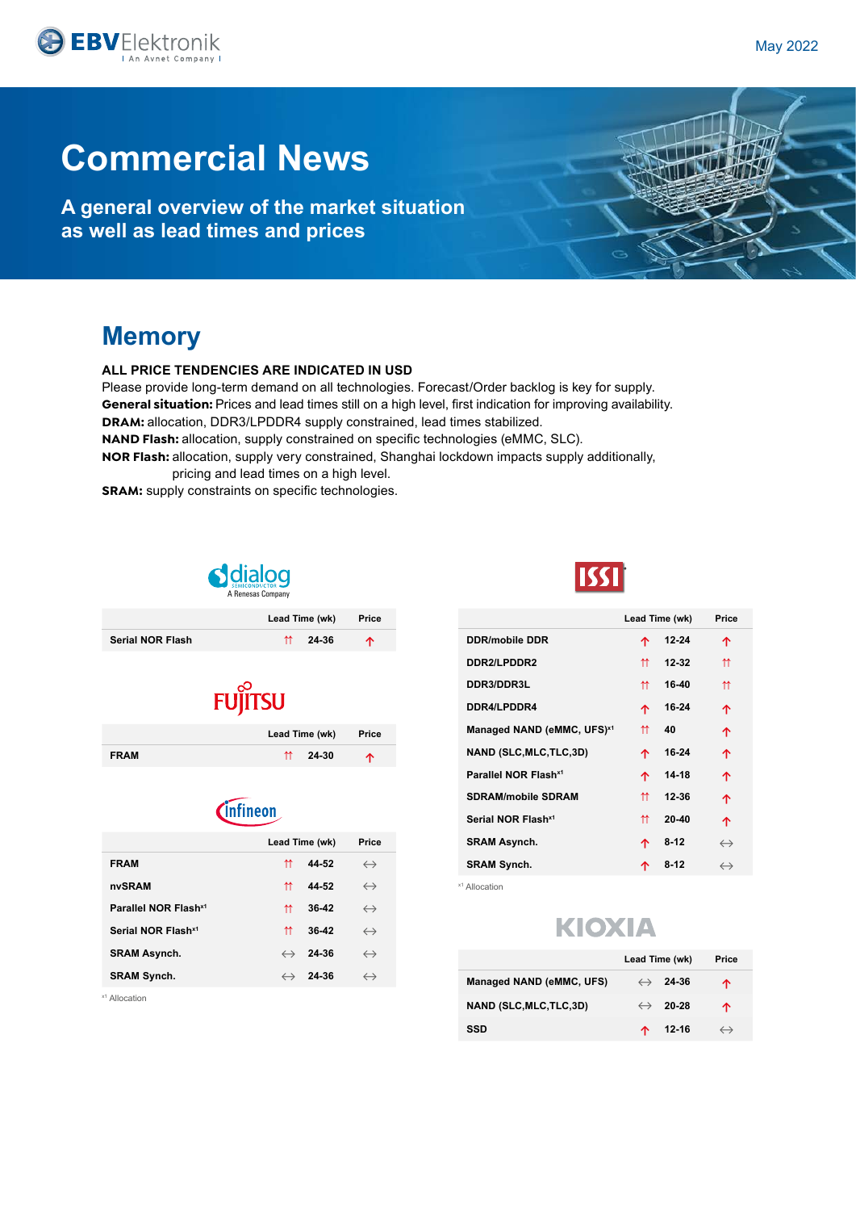# Commercial News

## A general overview of the market situation as well as lead times and prices

# Memory

**ALL PRICE TENDENCIES ARE INDICATED IN USD**

Please provide long-term demand on all technologies. Forecast/Order backlog is key for supply.

**General situation:** Prices and lead times still on a high level, first indication for improving availability.

**DRAM:** allocation, DDR3/LPDDR4 supply constrained, lead times stabilized.

**NAND Flash:** allocation, supply constrained on specific technologies (eMMC, SLC).

**NOR Flash:** allocation, supply very constrained, Shanghai lockdown impacts supply additionally, pricing and lead times on a high level.

**SRAM:** supply constraints on specific technologies.

### dialog (A Renesas Company)

| | | Lead Time (wk) | Price |
|---|---|---|---|
| **Serial NOR Flash** | ⇈ | 24-36 | ↑ |

### FUJITSU

| | | Lead Time (wk) | Price |
|---|---|---|---|
| **FRAM** | ⇈ | 24-30 | ↑ |

### Infineon

| | | Lead Time (wk) | Price |
|---|---|---|---|
| **FRAM** | ⇈ | 44-52 | ↔ |
| **nvSRAM** | ⇈ | 44-52 | ↔ |
| **Parallel NOR Flash**[x1] | ⇈ | 36-42 | ↔ |
| **Serial NOR Flash**[x1] | ⇈ | 36-42 | ↔ |
| **SRAM Asynch.** | ↔ | 24-36 | ↔ |
| **SRAM Synch.** | ↔ | 24-36 | ↔ |

[x1] Allocation

### ISSI

| | | Lead Time (wk) | Price |
|---|---|---|---|
| **DDR/mobile DDR** | ↑ | 12-24 | ↑ |
| **DDR2/LPDDR2** | ⇈ | 12-32 | ⇈ |
| **DDR3/DDR3L** | ⇈ | 16-40 | ⇈ |
| **DDR4/LPDDR4** | ↑ | 16-24 | ↑ |
| **Managed NAND (eMMC, UFS)**[x1] | ⇈ | 40 | ↑ |
| **NAND (SLC,MLC,TLC,3D)** | ↑ | 16-24 | ↑ |
| **Parallel NOR Flash**[x1] | ↑ | 14-18 | ↑ |
| **SDRAM/mobile SDRAM** | ⇈ | 12-36 | ↑ |
| **Serial NOR Flash**[x1] | ⇈ | 20-40 | ↑ |
| **SRAM Asynch.** | ↑ | 8-12 | ↔ |
| **SRAM Synch.** | ↑ | 8-12 | ↔ |

[x1] Allocation

### KIOXIA

| | | Lead Time (wk) | Price |
|---|---|---|---|
| **Managed NAND (eMMC, UFS)** | ↔ | 24-36 | ↑ |
| **NAND (SLC,MLC,TLC,3D)** | ↔ | 20-28 | ↑ |
| **SSD** | ↑ | 12-16 | ↔ |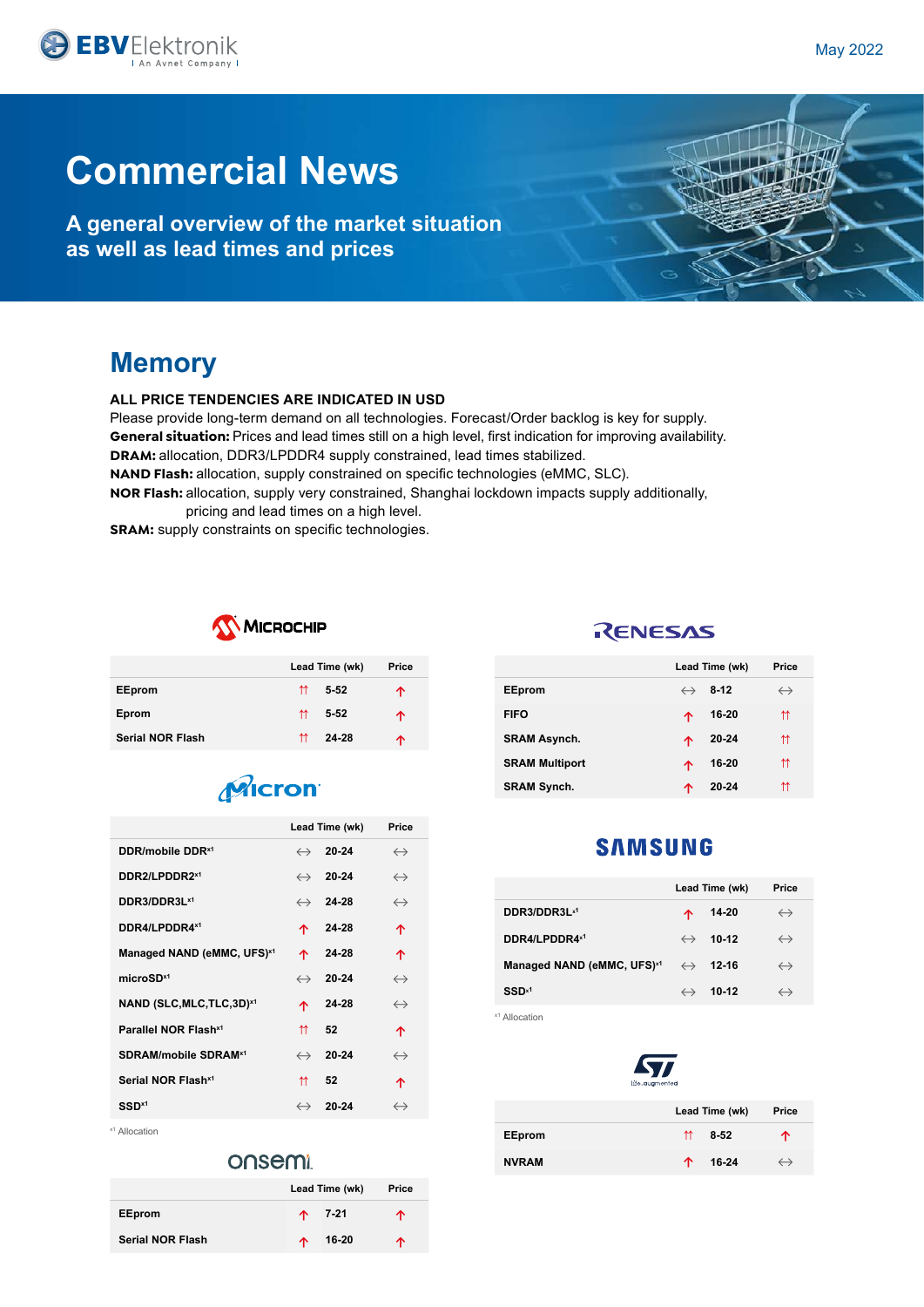# Commercial News

## A general overview of the market situation as well as lead times and prices

May 2022

# Memory

**ALL PRICE TENDENCIES ARE INDICATED IN USD**

Please provide long-term demand on all technologies. Forecast/Order backlog is key for supply.

**General situation:** Prices and lead times still on a high level, first indication for improving availability.

**DRAM:** allocation, DDR3/LPDDR4 supply constrained, lead times stabilized.

**NAND Flash:** allocation, supply constrained on specific technologies (eMMC, SLC).

**NOR Flash:** allocation, supply very constrained, Shanghai lockdown impacts supply additionally, pricing and lead times on a high level.

**SRAM:** supply constraints on specific technologies.

### Microchip

| | Lead Time (wk) | | Price |
|---|---|---|---|
| EEprom | ⇈ | 5-52 | ↑ |
| Eprom | ⇈ | 5-52 | ↑ |
| Serial NOR Flash | ⇈ | 24-28 | ↑ |

### Micron

| | Lead Time (wk) | | Price |
|---|---|---|---|
| DDR/mobile DDR[x1] | ↔ | 20-24 | ↔ |
| DDR2/LPDDR2[x1] | ↔ | 20-24 | ↔ |
| DDR3/DDR3L[x1] | ↔ | 24-28 | ↔ |
| DDR4/LPDDR4[x1] | ↑ | 24-28 | ↑ |
| Managed NAND (eMMC, UFS)[x1] | ↑ | 24-28 | ↑ |
| microSD[x1] | ↔ | 20-24 | ↔ |
| NAND (SLC,MLC,TLC,3D)[x1] | ↑ | 24-28 | ↔ |
| Parallel NOR Flash[x1] | ⇈ | 52 | ↑ |
| SDRAM/mobile SDRAM[x1] | ↔ | 20-24 | ↔ |
| Serial NOR Flash[x1] | ⇈ | 52 | ↑ |
| SSD[x1] | ↔ | 20-24 | ↔ |

[x1] Allocation

### onsemi

| | Lead Time (wk) | | Price |
|---|---|---|---|
| EEprom | ↑ | 7-21 | ↑ |
| Serial NOR Flash | ↑ | 16-20 | ↑ |

### Renesas

| | Lead Time (wk) | | Price |
|---|---|---|---|
| EEprom | ↔ | 8-12 | ↔ |
| FIFO | ↑ | 16-20 | ⇈ |
| SRAM Asynch. | ↑ | 20-24 | ⇈ |
| SRAM Multiport | ↑ | 16-20 | ⇈ |
| SRAM Synch. | ↑ | 20-24 | ⇈ |

### Samsung

| | Lead Time (wk) | | Price |
|---|---|---|---|
| DDR3/DDR3L[x1] | ↑ | 14-20 | ↔ |
| DDR4/LPDDR4[x1] | ↔ | 10-12 | ↔ |
| Managed NAND (eMMC, UFS)[x1] | ↔ | 12-16 | ↔ |
| SSD[x1] | ↔ | 10-12 | ↔ |

[x1] Allocation

### ST

| | Lead Time (wk) | | Price |
|---|---|---|---|
| EEprom | ⇈ | 8-52 | ↑ |
| NVRAM | ↑ | 16-24 | ↔ |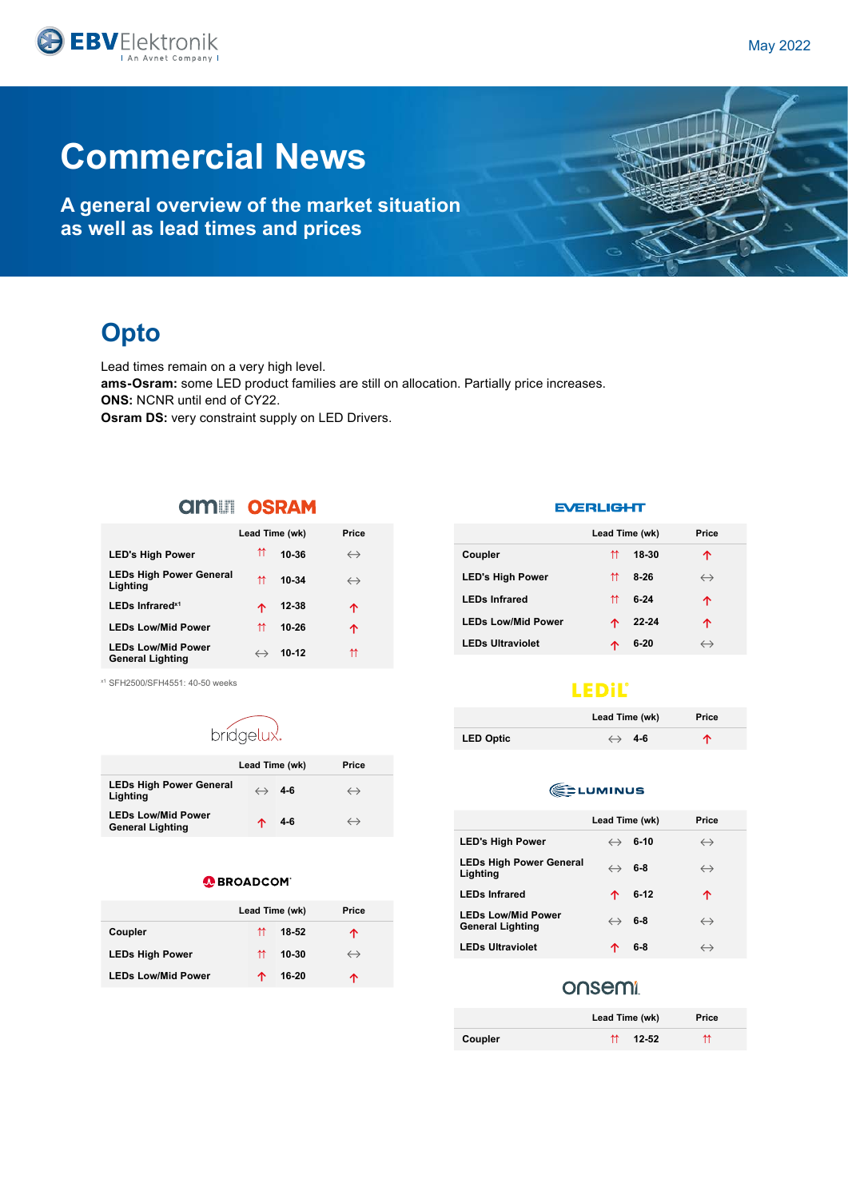# Commercial News

**A general overview of the market situation as well as lead times and prices**

## Opto

Lead times remain on a very high level.
**ams-Osram:** some LED product families are still on allocation. Partially price increases.
**ONS:** NCNR until end of CY22.
**Osram DS:** very constraint supply on LED Drivers.

### ams OSRAM

| | Lead Time (wk) | | Price |
|---|---|---|---|
| LED's High Power | ⇈ | 10-36 | ↔ |
| LEDs High Power General Lighting | ⇈ | 10-34 | ↔ |
| LEDs Infrared[x1] | ↑ | 12-38 | ↑ |
| LEDs Low/Mid Power | ⇈ | 10-26 | ↑ |
| LEDs Low/Mid Power General Lighting | ↔ | 10-12 | ⇈ |

[x1] SFH2500/SFH4551: 40-50 weeks

### bridgelux

| | Lead Time (wk) | | Price |
|---|---|---|---|
| LEDs High Power General Lighting | ↔ | 4-6 | ↔ |
| LEDs Low/Mid Power General Lighting | ↑ | 4-6 | ↔ |

### BROADCOM

| | Lead Time (wk) | | Price |
|---|---|---|---|
| Coupler | ⇈ | 18-52 | ↑ |
| LEDs High Power | ⇈ | 10-30 | ↔ |
| LEDs Low/Mid Power | ↑ | 16-20 | ↑ |

### EVERLIGHT

| | Lead Time (wk) | | Price |
|---|---|---|---|
| Coupler | ⇈ | 18-30 | ↑ |
| LED's High Power | ⇈ | 8-26 | ↔ |
| LEDs Infrared | ⇈ | 6-24 | ↑ |
| LEDs Low/Mid Power | ↑ | 22-24 | ↑ |
| LEDs Ultraviolet | ↑ | 6-20 | ↔ |

### LEDiL

| | Lead Time (wk) | | Price |
|---|---|---|---|
| LED Optic | ↔ | 4-6 | ↑ |

### LUMINUS

| | Lead Time (wk) | | Price |
|---|---|---|---|
| LED's High Power | ↔ | 6-10 | ↔ |
| LEDs High Power General Lighting | ↔ | 6-8 | ↔ |
| LEDs Infrared | ↑ | 6-12 | ↑ |
| LEDs Low/Mid Power General Lighting | ↔ | 6-8 | ↔ |
| LEDs Ultraviolet | ↑ | 6-8 | ↔ |

### onsemi

| | Lead Time (wk) | | Price |
|---|---|---|---|
| Coupler | ⇈ | 12-52 | ⇈ |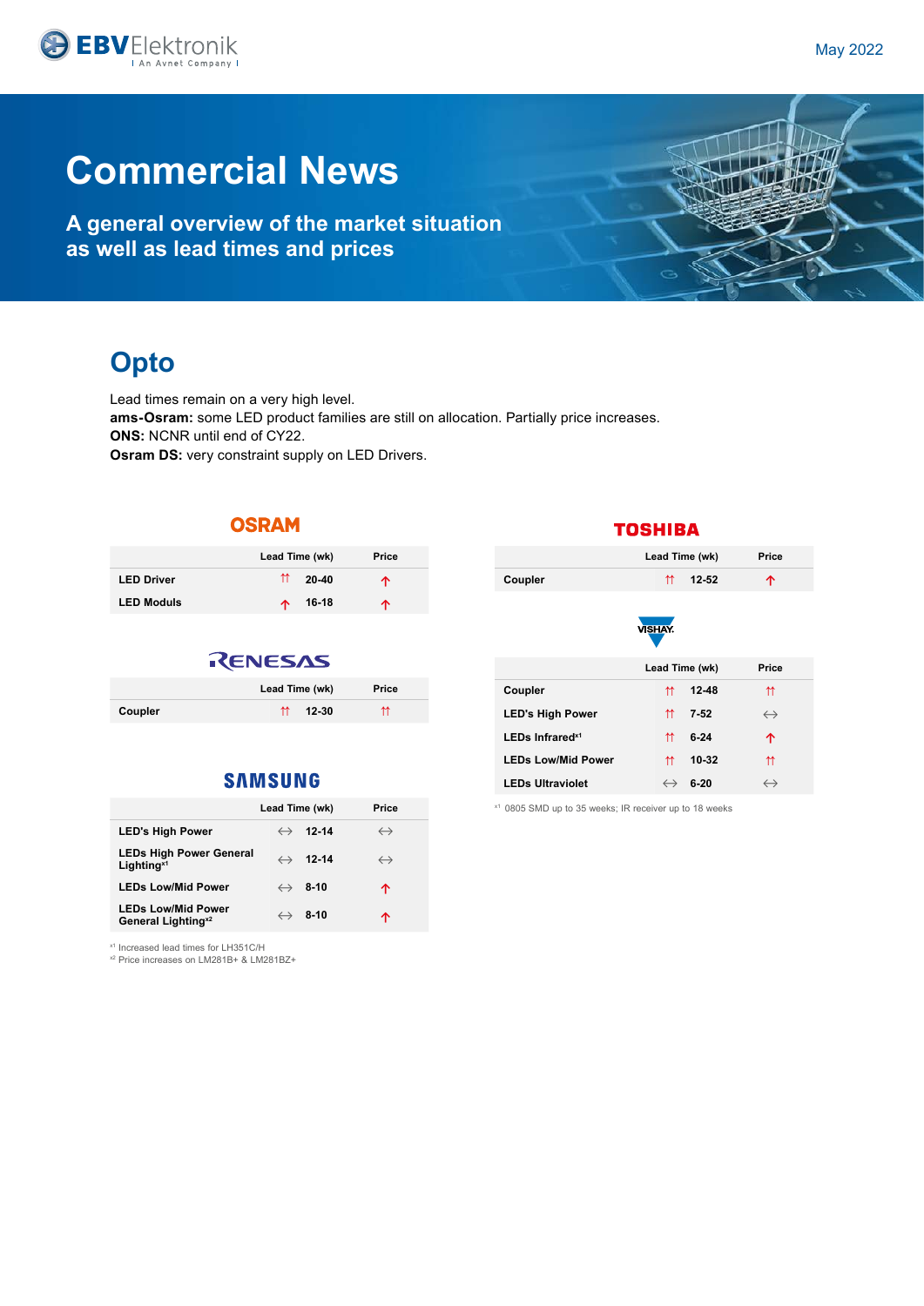# Commercial News

**A general overview of the market situation as well as lead times and prices**

May 2022

## Opto

Lead times remain on a very high level.
**ams-Osram:** some LED product families are still on allocation. Partially price increases.
**ONS:** NCNR until end of CY22.
**Osram DS:** very constraint supply on LED Drivers.

### OSRAM

| | | Lead Time (wk) | Price |
|---|---|---|---|
| **LED Driver** | ⇈ | **20-40** | ↑ |
| **LED Moduls** | ↑ | **16-18** | ↑ |

### RENESAS

| | | Lead Time (wk) | Price |
|---|---|---|---|
| **Coupler** | ⇈ | **12-30** | ⇈ |

### SAMSUNG

| | | Lead Time (wk) | Price |
|---|---|---|---|
| **LED's High Power** | ↔ | **12-14** | ↔ |
| **LEDs High Power General Lighting**[x1] | ↔ | **12-14** | ↔ |
| **LEDs Low/Mid Power** | ↔ | **8-10** | ↑ |
| **LEDs Low/Mid Power General Lighting**[x2] | ↔ | **8-10** | ↑ |

[x1] Increased lead times for LH351C/H
[x2] Price increases on LM281B+ & LM281BZ+

### TOSHIBA

| | | Lead Time (wk) | Price |
|---|---|---|---|
| **Coupler** | ⇈ | **12-52** | ↑ |

### VISHAY

| | | Lead Time (wk) | Price |
|---|---|---|---|
| **Coupler** | ⇈ | **12-48** | ⇈ |
| **LED's High Power** | ⇈ | **7-52** | ↔ |
| **LEDs Infrared**[x1] | ⇈ | **6-24** | ↑ |
| **LEDs Low/Mid Power** | ⇈ | **10-32** | ⇈ |
| **LEDs Ultraviolet** | ↔ | **6-20** | ↔ |

[x1] 0805 SMD up to 35 weeks; IR receiver up to 18 weeks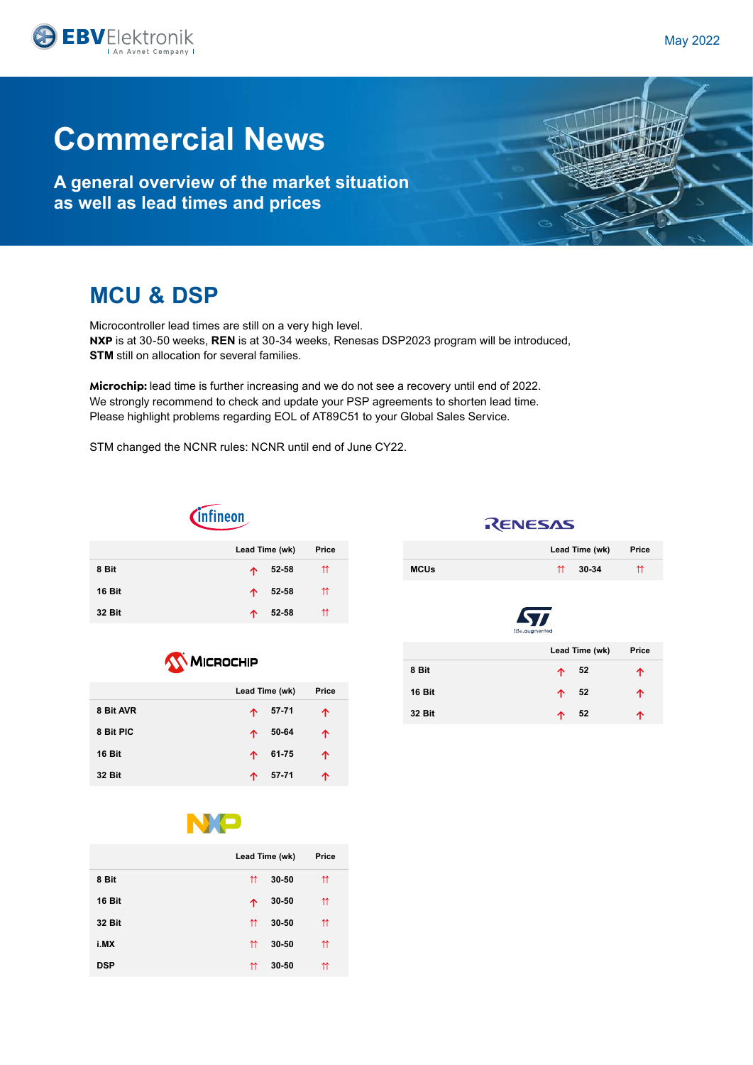# Commercial News

**A general overview of the market situation as well as lead times and prices**

May 2022

## MCU & DSP

Microcontroller lead times are still on a very high level.
**NXP** is at 30-50 weeks, **REN** is at 30-34 weeks, Renesas DSP2023 program will be introduced,
**STM** still on allocation for several families.

**Microchip:** lead time is further increasing and we do not see a recovery until end of 2022.
We strongly recommend to check and update your PSP agreements to shorten lead time.
Please highlight problems regarding EOL of AT89C51 to your Global Sales Service.

STM changed the NCNR rules: NCNR until end of June CY22.

### Infineon

| | | Lead Time (wk) | Price |
|---|---|---|---|
| 8 Bit | ↑ | 52-58 | ⇈ |
| 16 Bit | ↑ | 52-58 | ⇈ |
| 32 Bit | ↑ | 52-58 | ⇈ |

### Microchip

| | | Lead Time (wk) | Price |
|---|---|---|---|
| 8 Bit AVR | ↑ | 57-71 | ↑ |
| 8 Bit PIC | ↑ | 50-64 | ↑ |
| 16 Bit | ↑ | 61-75 | ↑ |
| 32 Bit | ↑ | 57-71 | ↑ |

### NXP

| | | Lead Time (wk) | Price |
|---|---|---|---|
| 8 Bit | ⇈ | 30-50 | ⇈ |
| 16 Bit | ↑ | 30-50 | ⇈ |
| 32 Bit | ⇈ | 30-50 | ⇈ |
| i.MX | ⇈ | 30-50 | ⇈ |
| DSP | ⇈ | 30-50 | ⇈ |

### Renesas

| | | Lead Time (wk) | Price |
|---|---|---|---|
| MCUs | ⇈ | 30-34 | ⇈ |

### ST

| | | Lead Time (wk) | Price |
|---|---|---|---|
| 8 Bit | ↑ | 52 | ↑ |
| 16 Bit | ↑ | 52 | ↑ |
| 32 Bit | ↑ | 52 | ↑ |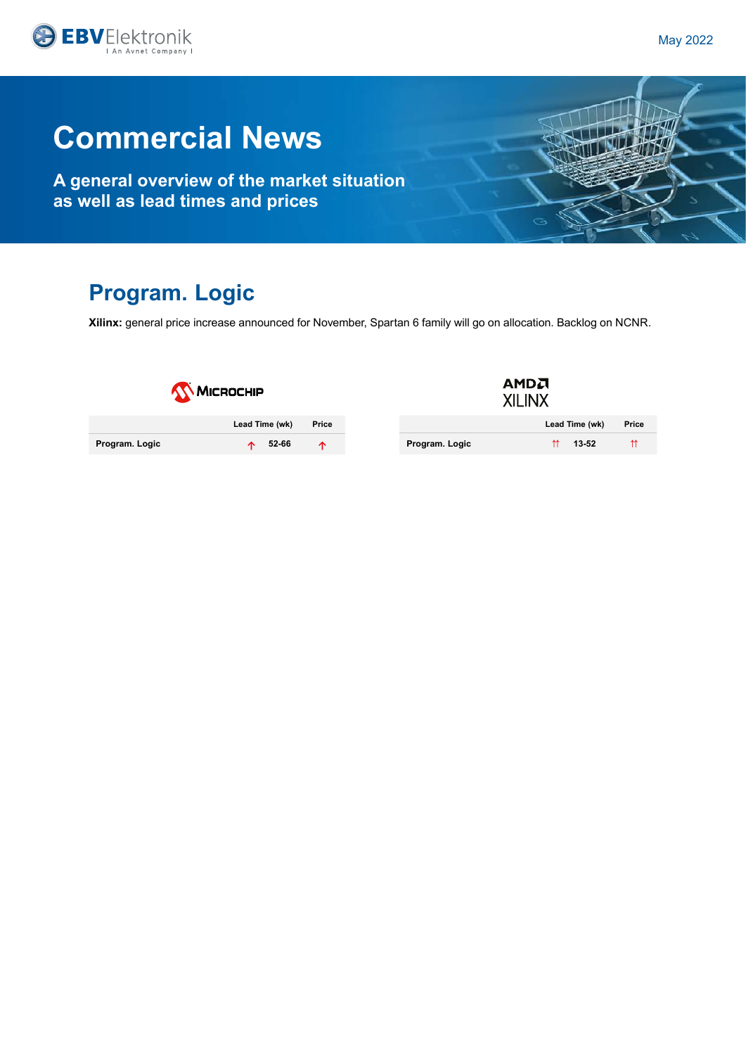# Commercial News

**A general overview of the market situation as well as lead times and prices**

## Program. Logic

**Xilinx:** general price increase announced for November, Spartan 6 family will go on allocation. Backlog on NCNR.

**Microchip**

| | | Lead Time (wk) | Price |
|---|---|---|---|
| Program. Logic | ↑ | 52-66 | ↑ |

**AMD XILINX**

| | | Lead Time (wk) | Price |
|---|---|---|---|
| Program. Logic | ↑↑ | 13-52 | ↑↑ |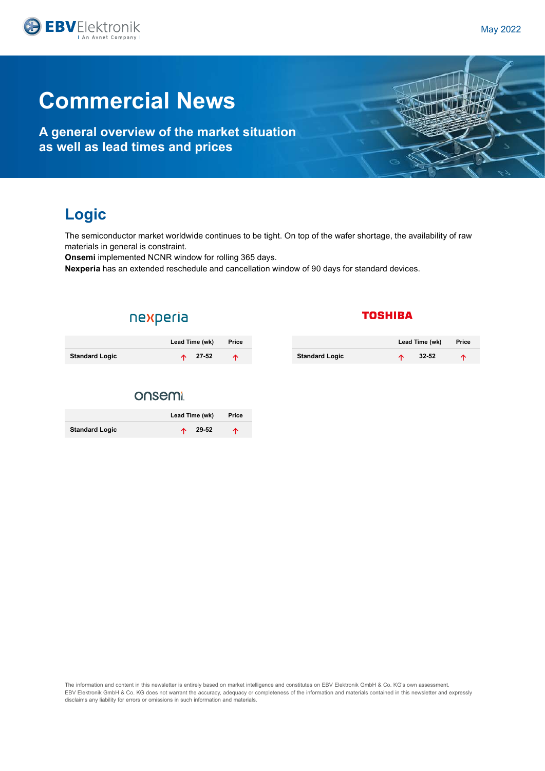## Logic

The semiconductor market worldwide continues to be tight. On top of the wafer shortage, the availability of raw materials in general is constraint.
**Onsemi** implemented NCNR window for rolling 365 days.
**Nexperia** has an extended reschedule and cancellation window of 90 days for standard devices.

### nexperia

| | | Lead Time (wk) | Price |
|---|---|---|---|
| **Standard Logic** | ↑ | 27-52 | ↑ |

### TOSHIBA

| | | Lead Time (wk) | Price |
|---|---|---|---|
| **Standard Logic** | ↑ | 32-52 | ↑ |

### onsemi

| | | Lead Time (wk) | Price |
|---|---|---|---|
| **Standard Logic** | ↑ | 29-52 | ↑ |

The information and content in this newsletter is entirely based on market intelligence and constitutes on EBV Elektronik GmbH & Co. KG's own assessment. EBV Elektronik GmbH & Co. KG does not warrant the accuracy, adequacy or completeness of the information and materials contained in this newsletter and expressly disclaims any liability for errors or omissions in such information and materials.